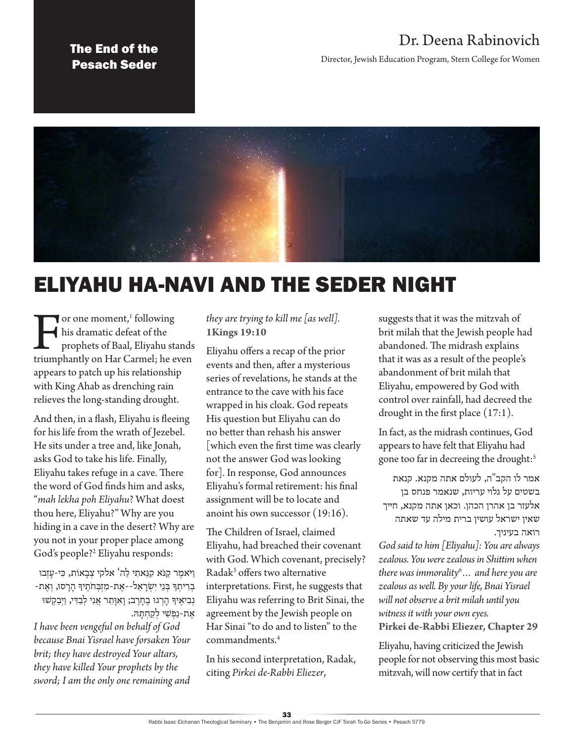The End of the Pesach Seder

Dr. Deena Rabinovich

Director, Jewish Education Program, Stern College for Women

# ELIYAHU HA-NAVI AND THE SEDER NIGHT

For one moment,[1] following his dramatic defeat of the prophets of Baal, Eliyahu stands triumphantly on Har Carmel; he even appears to patch up his relationship with King Ahab as drenching rain relieves the long-standing drought.

And then, in a flash, Eliyahu is fleeing for his life from the wrath of Jezebel. He sits under a tree and, like Jonah, asks God to take his life. Finally, Eliyahu takes refuge in a cave. There the word of God finds him and asks, "*mah lekha poh Eliyahu*? What doest thou here, Eliyahu?" Why are you hiding in a cave in the desert? Why are you not in your proper place among God's people?[2] Eliyahu responds:

וַיֹּאמֶר קַנֹּא קִנֵּאתִי לַה׳ אלקי צְבָאוֹת, כִּי-עָזְבוּ בְרִיתְךָ בְּנֵי יִשְׂרָאֵל--אֶת-מִזְבְּחֹתֶיךָ הָרָסוּ, וְאֶת-נְבִיאֶיךָ הָרְגוּ בֶחָרֶב; וָאִוָּתֵר אֲנִי לְבַדִּי, וַיְבַקְשׁוּ אֶת-נַפְשִׁי לְקַחְתָּהּ.

*I have been vengeful on behalf of God because Bnai Yisrael have forsaken Your brit; they have destroyed Your altars, they have killed Your prophets by the sword; I am the only one remaining and they are trying to kill me [as well].*
**1Kings 19:10**

Eliyahu offers a recap of the prior events and then, after a mysterious series of revelations, he stands at the entrance to the cave with his face wrapped in his cloak. God repeats His question but Eliyahu can do no better than rehash his answer [which even the first time was clearly not the answer God was looking for]. In response, God announces Eliyahu's formal retirement: his final assignment will be to locate and anoint his own successor (19:16).

The Children of Israel, claimed Eliyahu, had breached their covenant with God. Which covenant, precisely? Radak[3] offers two alternative interpretations. First, he suggests that Eliyahu was referring to Brit Sinai, the agreement by the Jewish people on Har Sinai "to do and to listen" to the commandments.[4]

In his second interpretation, Radak, citing *Pirkei de-Rabbi Eliezer*, suggests that it was the mitzvah of brit milah that the Jewish people had abandoned. The midrash explains that it was as a result of the people's abandonment of brit milah that Eliyahu, empowered by God with control over rainfall, had decreed the drought in the first place (17:1).

In fact, as the midrash continues, God appears to have felt that Eliyahu had gone too far in decreeing the drought:[5]

אמר לו הקב"ה, לעולם אתה מקנא. קנאת בשטים על גלוי עריות, שנאמר פנחס בן אלעזר בן אהרן הכהן. וכאן אתה מקנא, חייך שאין ישראל עושין ברית מילה עד שאתה רואה בעיניך.

*God said to him [Eliyahu]: You are always zealous. You were zealous in Shittim when there was immorality[6]… and here you are zealous as well. By your life, Bnai Yisrael will not observe a brit milah until you witness it with your own eyes.*
**Pirkei de-Rabbi Eliezer, Chapter 29**

Eliyahu, having criticized the Jewish people for not observing this most basic mitzvah, will now certify that in fact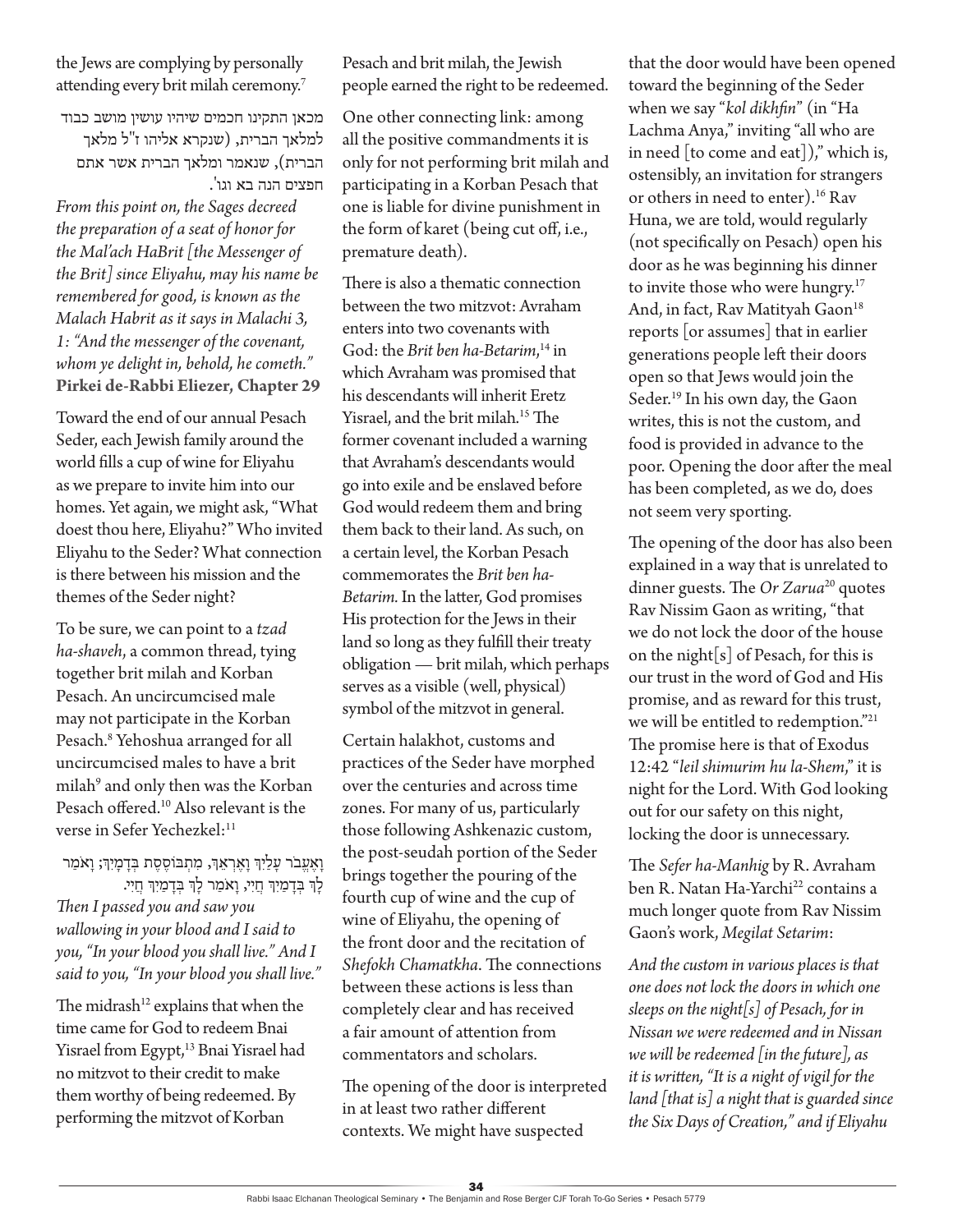the Jews are complying by personally attending every brit milah ceremony.[7]

מכאן התקינו חכמים שיהיו עושין מושב כבוד למלאך הברית, (שנקרא אליהו ז"ל מלאך הברית), שנאמר ומלאך הברית אשר אתם חפצים הנה בא וגו'.

*From this point on, the Sages decreed the preparation of a seat of honor for the Mal'ach HaBrit [the Messenger of the Brit] since Eliyahu, may his name be remembered for good, is known as the Malach Habrit as it says in Malachi 3, 1: "And the messenger of the covenant, whom ye delight in, behold, he cometh."*
**Pirkei de-Rabbi Eliezer, Chapter 29**

Toward the end of our annual Pesach Seder, each Jewish family around the world fills a cup of wine for Eliyahu as we prepare to invite him into our homes. Yet again, we might ask, "What doest thou here, Eliyahu?" Who invited Eliyahu to the Seder? What connection is there between his mission and the themes of the Seder night?

To be sure, we can point to a *tzad ha-shaveh*, a common thread, tying together brit milah and Korban Pesach. An uncircumcised male may not participate in the Korban Pesach.[8] Yehoshua arranged for all uncircumcised males to have a brit milah[9] and only then was the Korban Pesach offered.[10] Also relevant is the verse in Sefer Yechezkel:[11]

וָאֶעֱבֹר עָלַיִךְ וָאֶרְאֵךְ, מִתְבּוֹסֶסֶת בְּדָמָיִךְ; וָאֹמַר לָךְ בְּדָמַיִךְ חֲיִי, וָאֹמַר לָךְ בְּדָמַיִךְ חֲיִי.

*Then I passed you and saw you wallowing in your blood and I said to you, "In your blood you shall live." And I said to you, "In your blood you shall live."*

The midrash[12] explains that when the time came for God to redeem Bnai Yisrael from Egypt,[13] Bnai Yisrael had no mitzvot to their credit to make them worthy of being redeemed. By performing the mitzvot of Korban Pesach and brit milah, the Jewish people earned the right to be redeemed.

One other connecting link: among all the positive commandments it is only for not performing brit milah and participating in a Korban Pesach that one is liable for divine punishment in the form of karet (being cut off, i.e., premature death).

There is also a thematic connection between the two mitzvot: Avraham enters into two covenants with God: the *Brit ben ha-Betarim*,[14] in which Avraham was promised that his descendants will inherit Eretz Yisrael, and the brit milah.[15] The former covenant included a warning that Avraham's descendants would go into exile and be enslaved before God would redeem them and bring them back to their land. As such, on a certain level, the Korban Pesach commemorates the *Brit ben ha-Betarim*. In the latter, God promises His protection for the Jews in their land so long as they fulfill their treaty obligation — brit milah, which perhaps serves as a visible (well, physical) symbol of the mitzvot in general.

Certain halakhot, customs and practices of the Seder have morphed over the centuries and across time zones. For many of us, particularly those following Ashkenazic custom, the post-seudah portion of the Seder brings together the pouring of the fourth cup of wine and the cup of wine of Eliyahu, the opening of the front door and the recitation of *Shefokh Chamatkha*. The connections between these actions is less than completely clear and has received a fair amount of attention from commentators and scholars.

The opening of the door is interpreted in at least two rather different contexts. We might have suspected that the door would have been opened toward the beginning of the Seder when we say "*kol dikhfin*" (in "Ha Lachma Anya," inviting "all who are in need [to come and eat])," which is, ostensibly, an invitation for strangers or others in need to enter).[16] Rav Huna, we are told, would regularly (not specifically on Pesach) open his door as he was beginning his dinner to invite those who were hungry.[17] And, in fact, Rav Matityah Gaon[18] reports [or assumes] that in earlier generations people left their doors open so that Jews would join the Seder.[19] In his own day, the Gaon writes, this is not the custom, and food is provided in advance to the poor. Opening the door after the meal has been completed, as we do, does not seem very sporting.

The opening of the door has also been explained in a way that is unrelated to dinner guests. The *Or Zarua*[20] quotes Rav Nissim Gaon as writing, "that we do not lock the door of the house on the night[s] of Pesach, for this is our trust in the word of God and His promise, and as reward for this trust, we will be entitled to redemption."[21] The promise here is that of Exodus 12:42 "*leil shimurim hu la-Shem*," it is night for the Lord. With God looking out for our safety on this night, locking the door is unnecessary.

The *Sefer ha-Manhig* by R. Avraham ben R. Natan Ha-Yarchi[22] contains a much longer quote from Rav Nissim Gaon's work, *Megilat Setarim*:

*And the custom in various places is that one does not lock the doors in which one sleeps on the night[s] of Pesach, for in Nissan we were redeemed and in Nissan we will be redeemed [in the future], as it is written, "It is a night of vigil for the land [that is] a night that is guarded since the Six Days of Creation," and if Eliyahu*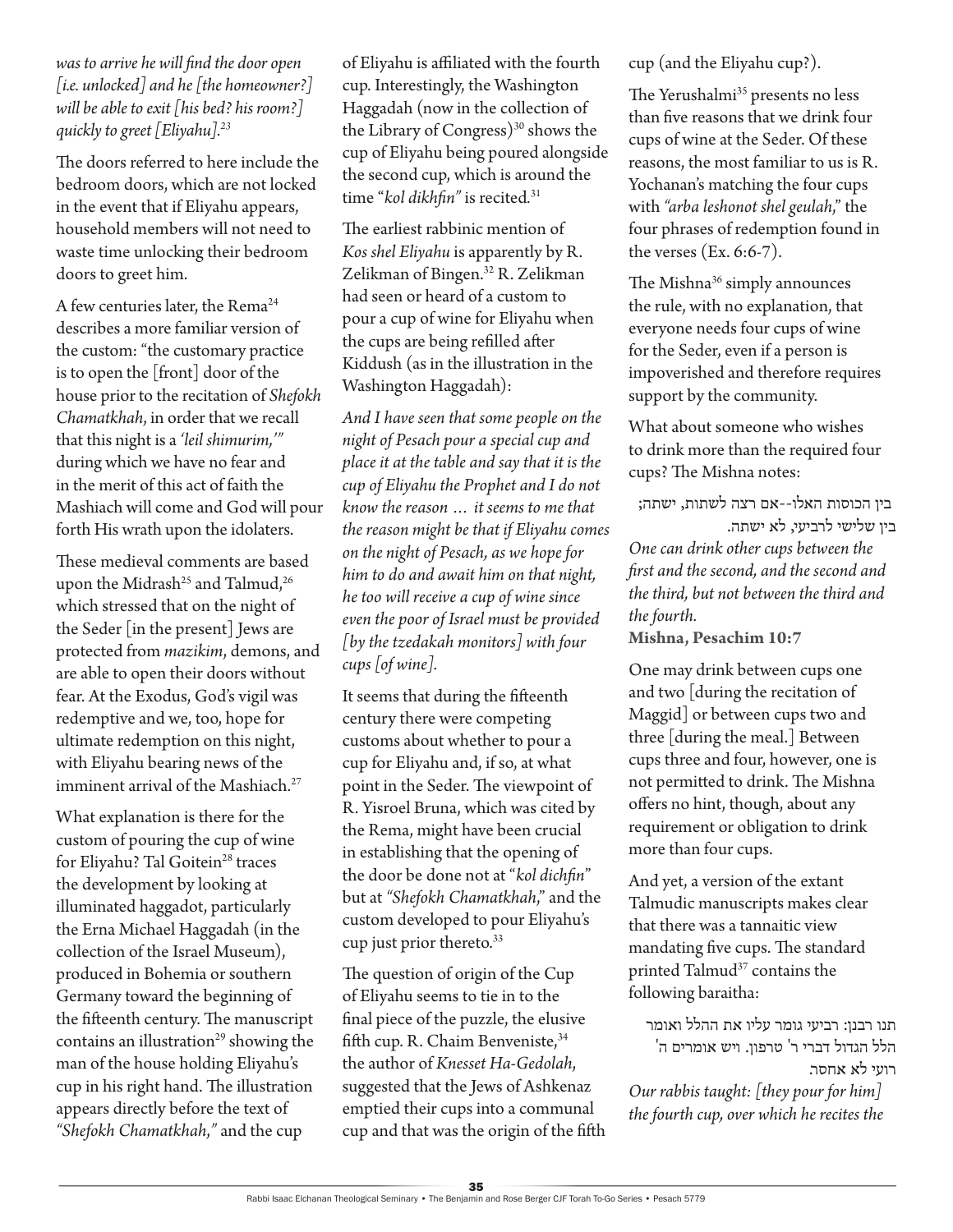*was to arrive he will find the door open [i.e. unlocked] and he [the homeowner?] will be able to exit [his bed? his room?] quickly to greet [Eliyahu].*[23]

The doors referred to here include the bedroom doors, which are not locked in the event that if Eliyahu appears, household members will not need to waste time unlocking their bedroom doors to greet him.

A few centuries later, the Rema[24] describes a more familiar version of the custom: "the customary practice is to open the [front] door of the house prior to the recitation of *Shefokh Chamatkhah*, in order that we recall that this night is a *'leil shimurim,'"* during which we have no fear and in the merit of this act of faith the Mashiach will come and God will pour forth His wrath upon the idolaters.

These medieval comments are based upon the Midrash[25] and Talmud,[26] which stressed that on the night of the Seder [in the present] Jews are protected from *mazikim*, demons, and are able to open their doors without fear. At the Exodus, God's vigil was redemptive and we, too, hope for ultimate redemption on this night, with Eliyahu bearing news of the imminent arrival of the Mashiach.[27]

What explanation is there for the custom of pouring the cup of wine for Eliyahu? Tal Goitein[28] traces the development by looking at illuminated haggadot, particularly the Erna Michael Haggadah (in the collection of the Israel Museum), produced in Bohemia or southern Germany toward the beginning of the fifteenth century. The manuscript contains an illustration[29] showing the man of the house holding Eliyahu's cup in his right hand. The illustration appears directly before the text of *"Shefokh Chamatkhah,"* and the cup of Eliyahu is affiliated with the fourth cup. Interestingly, the Washington Haggadah (now in the collection of the Library of Congress)[30] shows the cup of Eliyahu being poured alongside the second cup, which is around the time "*kol dikhfin"* is recited.[31]

The earliest rabbinic mention of *Kos shel Eliyahu* is apparently by R. Zelikman of Bingen.[32] R. Zelikman had seen or heard of a custom to pour a cup of wine for Eliyahu when the cups are being refilled after Kiddush (as in the illustration in the Washington Haggadah):

*And I have seen that some people on the night of Pesach pour a special cup and place it at the table and say that it is the cup of Eliyahu the Prophet and I do not know the reason … it seems to me that the reason might be that if Eliyahu comes on the night of Pesach, as we hope for him to do and await him on that night, he too will receive a cup of wine since even the poor of Israel must be provided [by the tzedakah monitors] with four cups [of wine].*

It seems that during the fifteenth century there were competing customs about whether to pour a cup for Eliyahu and, if so, at what point in the Seder. The viewpoint of R. Yisroel Bruna, which was cited by the Rema, might have been crucial in establishing that the opening of the door be done not at "*kol dichfin*" but at *"Shefokh Chamatkhah,"* and the custom developed to pour Eliyahu's cup just prior thereto.[33]

The question of origin of the Cup of Eliyahu seems to tie in to the final piece of the puzzle, the elusive fifth cup. R. Chaim Benveniste,[34] the author of *Knesset Ha-Gedolah*, suggested that the Jews of Ashkenaz emptied their cups into a communal cup and that was the origin of the fifth cup (and the Eliyahu cup?).

The Yerushalmi[35] presents no less than five reasons that we drink four cups of wine at the Seder. Of these reasons, the most familiar to us is R. Yochanan's matching the four cups with *"arba leshonot shel geulah,"* the four phrases of redemption found in the verses (Ex. 6:6-7).

The Mishna[36] simply announces the rule, with no explanation, that everyone needs four cups of wine for the Seder, even if a person is impoverished and therefore requires support by the community.

What about someone who wishes to drink more than the required four cups? The Mishna notes:

בין הכוסות האלו--אם רצה לשתות, ישתה; בין שלישי לרביעי, לא ישתה.

*One can drink other cups between the first and the second, and the second and the third, but not between the third and the fourth.*

**Mishna, Pesachim 10:7**

One may drink between cups one and two [during the recitation of Maggid] or between cups two and three [during the meal.] Between cups three and four, however, one is not permitted to drink. The Mishna offers no hint, though, about any requirement or obligation to drink more than four cups.

And yet, a version of the extant Talmudic manuscripts makes clear that there was a tannaitic view mandating five cups. The standard printed Talmud[37] contains the following baraitha:

תנו רבנן: רביעי גומר עליו את ההלל ואומר הלל הגדול דברי ר' טרפון. ויש אומרים ה' רועי לא אחסר.

*Our rabbis taught: [they pour for him] the fourth cup, over which he recites the*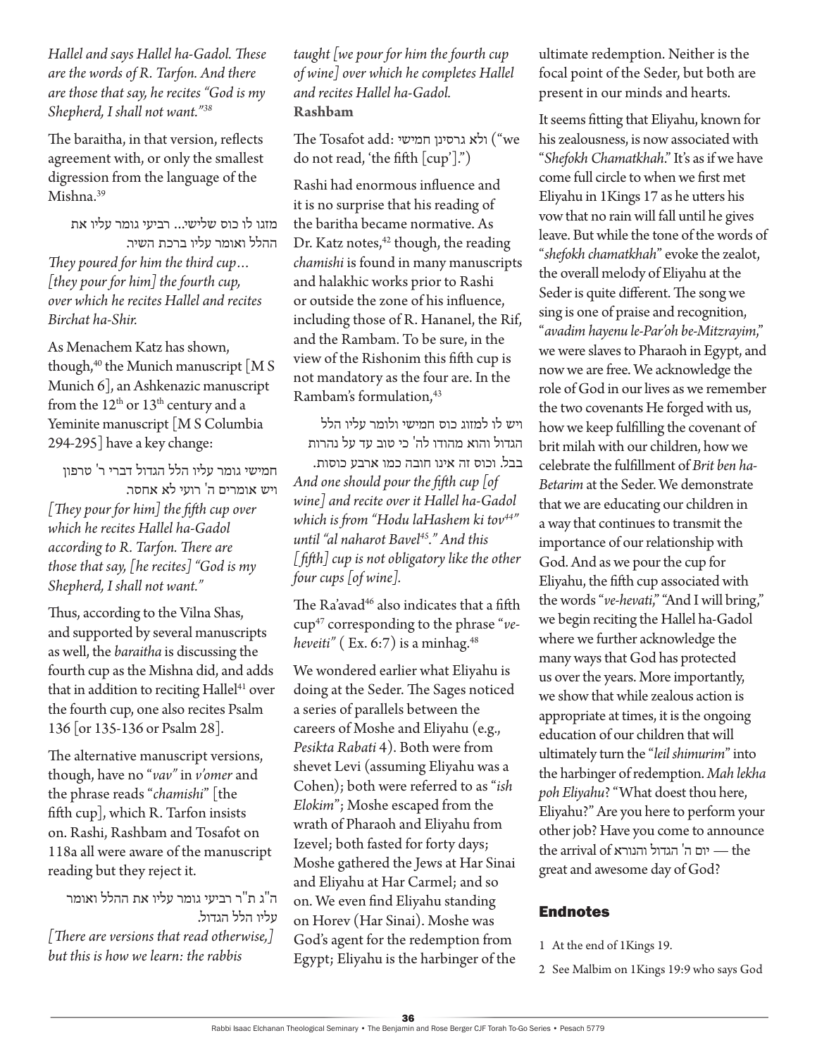*Hallel and says Hallel ha-Gadol. These are the words of R. Tarfon. And there are those that say, he recites "God is my Shepherd, I shall not want."*[38]

The baraitha, in that version, reflects agreement with, or only the smallest digression from the language of the Mishna.[39]

מזגו לו כוס שלישי... רביעי גומר עליו את ההלל ואומר עליו ברכת השיר.

*They poured for him the third cup… [they pour for him] the fourth cup, over which he recites Hallel and recites Birchat ha-Shir.*

As Menachem Katz has shown, though,[40] the Munich manuscript [M S Munich 6], an Ashkenazic manuscript from the 12th or 13th century and a Yeminite manuscript [M S Columbia 294-295] have a key change:

חמישי גומר עליו הלל הגדול דברי ר' טרפון ויש אומרים ה' רועי לא אחסר.

*[They pour for him] the fifth cup over which he recites Hallel ha-Gadol according to R. Tarfon. There are those that say, [he recites] "God is my Shepherd, I shall not want."*

Thus, according to the Vilna Shas, and supported by several manuscripts as well, the *baraitha* is discussing the fourth cup as the Mishna did, and adds that in addition to reciting Hallel[41] over the fourth cup, one also recites Psalm 136 [or 135-136 or Psalm 28].

The alternative manuscript versions, though, have no "*vav*" in *v'omer* and the phrase reads "*chamishi*" [the fifth cup], which R. Tarfon insists on. Rashi, Rashbam and Tosafot on 118a all were aware of the manuscript reading but they reject it.

ה"ג ת"ר רביעי גומר עליו את ההלל ואומר עליו הלל הגדול.

*[There are versions that read otherwise,] but this is how we learn: the rabbis taught [we pour for him the fourth cup of wine] over which he completes Hallel and recites Hallel ha-Gadol.*
**Rashbam**

The Tosafot add: ולא גרסינן חמישי ("we do not read, 'the fifth [cup]'.")

Rashi had enormous influence and it is no surprise that his reading of the baritha became normative. As Dr. Katz notes,[42] though, the reading *chamishi* is found in many manuscripts and halakhic works prior to Rashi or outside the zone of his influence, including those of R. Hananel, the Rif, and the Rambam. To be sure, in the view of the Rishonim this fifth cup is not mandatory as the four are. In the Rambam's formulation,[43]

ויש לו למזוג כוס חמישי ולומר עליו הלל הגדול והוא מהודו לה' כי טוב עד על נהרות בבל. וכוס זה אינו חובה כמו ארבע כוסות.

*And one should pour the fifth cup [of wine] and recite over it Hallel ha-Gadol which is from "Hodu laHashem ki tov[44]" until "al naharot Bavel[45]." And this [fifth] cup is not obligatory like the other four cups [of wine].*

The Ra'avad[46] also indicates that a fifth cup[47] corresponding to the phrase "*ve-heveiti"* ( Ex. 6:7) is a minhag.[48]

We wondered earlier what Eliyahu is doing at the Seder. The Sages noticed a series of parallels between the careers of Moshe and Eliyahu (e.g., *Pesikta Rabati* 4). Both were from shevet Levi (assuming Eliyahu was a Cohen); both were referred to as "*ish Elokim*"; Moshe escaped from the wrath of Pharaoh and Eliyahu from Izevel; both fasted for forty days; Moshe gathered the Jews at Har Sinai and Eliyahu at Har Carmel; and so on. We even find Eliyahu standing on Horev (Har Sinai). Moshe was God's agent for the redemption from Egypt; Eliyahu is the harbinger of the ultimate redemption. Neither is the focal point of the Seder, but both are present in our minds and hearts.

It seems fitting that Eliyahu, known for his zealousness, is now associated with "*Shefokh Chamatkhah*." It's as if we have come full circle to when we first met Eliyahu in 1Kings 17 as he utters his vow that no rain will fall until he gives leave. But while the tone of the words of "*shefokh chamatkhah*" evoke the zealot, the overall melody of Eliyahu at the Seder is quite different. The song we sing is one of praise and recognition, "*avadim hayenu le-Par'oh be-Mitzrayim*," we were slaves to Pharaoh in Egypt, and now we are free. We acknowledge the role of God in our lives as we remember the two covenants He forged with us, how we keep fulfilling the covenant of brit milah with our children, how we celebrate the fulfillment of *Brit ben ha-Betarim* at the Seder. We demonstrate that we are educating our children in a way that continues to transmit the importance of our relationship with God. And as we pour the cup for Eliyahu, the fifth cup associated with the words "*ve-hevati*," "And I will bring," we begin reciting the Hallel ha-Gadol where we further acknowledge the many ways that God has protected us over the years. More importantly, we show that while zealous action is appropriate at times, it is the ongoing education of our children that will ultimately turn the "*leil shimurim*" into the harbinger of redemption. *Mah lekha poh Eliyahu*? "What doest thou here, Eliyahu?" Are you here to perform your other job? Have you come to announce the arrival of יום ה' הגדול והנורא — the great and awesome day of God?

## Endnotes

1 At the end of 1Kings 19.

2 See Malbim on 1Kings 19:9 who says God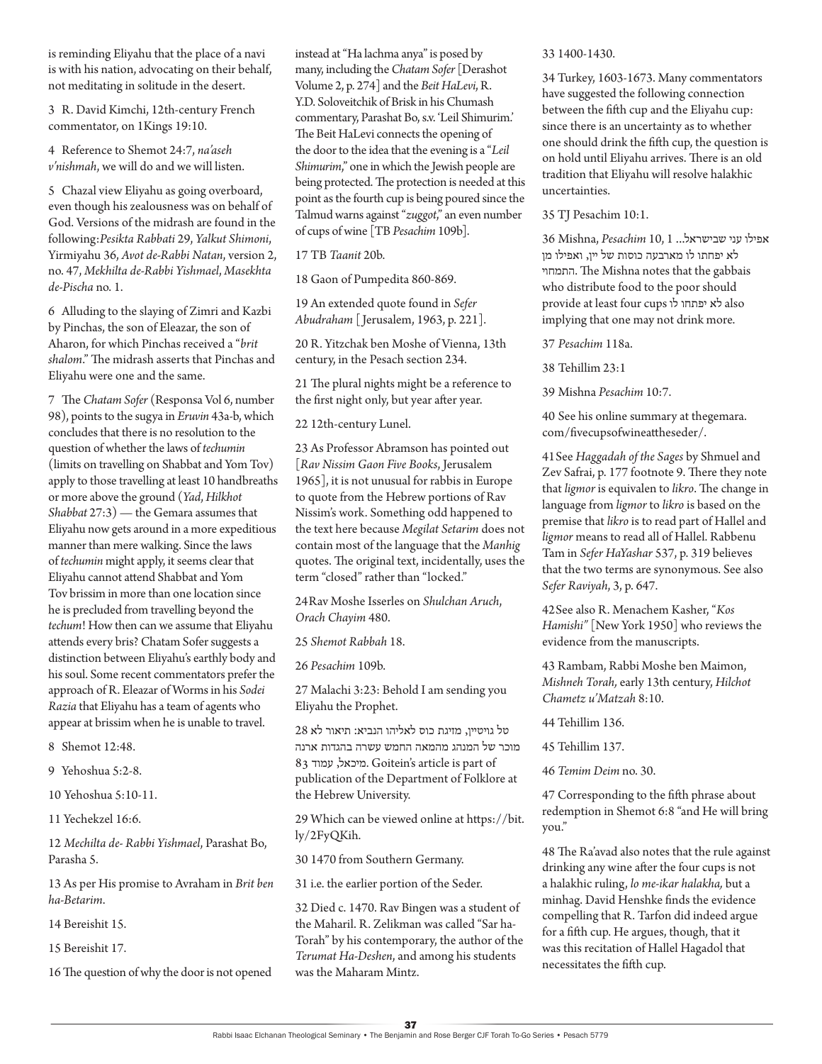is reminding Eliyahu that the place of a navi is with his nation, advocating on their behalf, not meditating in solitude in the desert.

3 R. David Kimchi, 12th-century French commentator, on 1Kings 19:10.

4 Reference to Shemot 24:7, *na'aseh v'nishmah*, we will do and we will listen.

5 Chazal view Eliyahu as going overboard, even though his zealousness was on behalf of God. Versions of the midrash are found in the following: *Pesikta Rabbati* 29, *Yalkut Shimoni*, Yirmiyahu 36, *Avot de-Rabbi Natan*, version 2, no. 47, *Mekhilta de-Rabbi Yishmael*, *Masekhta de-Pischa* no. 1.

6 Alluding to the slaying of Zimri and Kazbi by Pinchas, the son of Eleazar, the son of Aharon, for which Pinchas received a "*brit shalom*." The midrash asserts that Pinchas and Eliyahu were one and the same.

7 The *Chatam Sofer* (Responsa Vol 6, number 98), points to the sugya in *Eruvin* 43a-b, which concludes that there is no resolution to the question of whether the laws of *techumin* (limits on travelling on Shabbat and Yom Tov) apply to those travelling at least 10 handbreaths or more above the ground (*Yad*, *Hilkhot Shabbat* 27:3) — the Gemara assumes that Eliyahu now gets around in a more expeditious manner than mere walking. Since the laws of *techumin* might apply, it seems clear that Eliyahu cannot attend Shabbat and Yom Tov brissim in more than one location since he is precluded from travelling beyond the *techum*! How then can we assume that Eliyahu attends every bris? Chatam Sofer suggests a distinction between Eliyahu's earthly body and his soul. Some recent commentators prefer the approach of R. Eleazar of Worms in his *Sodei Razia* that Eliyahu has a team of agents who appear at brissim when he is unable to travel.

8 Shemot 12:48.

9 Yehoshua 5:2-8.

10 Yehoshua 5:10-11.

11 Yechekzel 16:6.

12 *Mechilta de- Rabbi Yishmael*, Parashat Bo, Parasha 5.

13 As per His promise to Avraham in *Brit ben ha-Betarim*.

14 Bereishit 15.

15 Bereishit 17.

16 The question of why the door is not opened instead at "Ha lachma anya" is posed by many, including the *Chatam Sofer* [Derashot Volume 2, p. 274] and the *Beit HaLevi*, R. Y.D. Soloveitchik of Brisk in his Chumash commentary, Parashat Bo, s.v. 'Leil Shimurim.' The Beit HaLevi connects the opening of the door to the idea that the evening is a "*Leil Shimurim*," one in which the Jewish people are being protected. The protection is needed at this point as the fourth cup is being poured since the Talmud warns against "*zuggot*," an even number of cups of wine [TB *Pesachim* 109b].

17 TB *Taanit* 20b.

18 Gaon of Pumpedita 860-869.

19 An extended quote found in *Sefer Abudraham* [Jerusalem, 1963, p. 221].

20 R. Yitzchak ben Moshe of Vienna, 13th century, in the Pesach section 234.

21 The plural nights might be a reference to the first night only, but year after year.

22 12th-century Lunel.

23 As Professor Abramson has pointed out [*Rav Nissim Gaon Five Books*, Jerusalem 1965], it is not unusual for rabbis in Europe to quote from the Hebrew portions of Rav Nissim's work. Something odd happened to the text here because *Megilat Setarim* does not contain most of the language that the *Manhig* quotes. The original text, incidentally, uses the term "closed" rather than "locked."

24 Rav Moshe Isserles on *Shulchan Aruch*, *Orach Chayim* 480.

25 *Shemot Rabbah* 18.

26 *Pesachim* 109b.

27 Malachi 3:23: Behold I am sending you Eliyahu the Prophet.

28 טל גויטיין, מזיגת כוס לאליהו הנביא: תיאור לא מוכר של המנהג מהמאה החמש עשרה בהגדות ארנה מיכאל, עמוד 83. Goitein's article is part of publication of the Department of Folklore at the Hebrew University.

29 Which can be viewed online at https://bit.ly/2FyQKih.

30 1470 from Southern Germany.

31 i.e. the earlier portion of the Seder.

32 Died c. 1470. Rav Bingen was a student of the Maharil. R. Zelikman was called "Sar ha-Torah" by his contemporary, the author of the *Terumat Ha-Deshen*, and among his students was the Maharam Mintz.

33 1400-1430.

34 Turkey, 1603-1673. Many commentators have suggested the following connection between the fifth cup and the Eliyahu cup: since there is an uncertainty as to whether one should drink the fifth cup, the question is on hold until Eliyahu arrives. There is an old tradition that Eliyahu will resolve halakhic uncertainties.

35 TJ Pesachim 10:1.

36 Mishna, *Pesachim* 10, 1 ...אפילו עני שבישראל לא יפחתו לו מארבעה כוסות של יין, ואפילו מן התמחוי. The Mishna notes that the gabbais who distribute food to the poor should provide at least four cups לא יפחתו לו also implying that one may not drink more.

37 *Pesachim* 118a.

38 Tehillim 23:1

39 Mishna *Pesachim* 10:7.

40 See his online summary at thegemara.com/fivecupsofwineattheseder/.

41 See *Haggadah of the Sages* by Shmuel and Zev Safrai, p. 177 footnote 9. There they note that *ligmor* is equivalen to *likro*. The change in language from *ligmor* to *likro* is based on the premise that *likro* is to read part of Hallel and *ligmor* means to read all of Hallel. Rabbenu Tam in *Sefer HaYashar* 537, p. 319 believes that the two terms are synonymous. See also *Sefer Raviyah*, 3, p. 647.

42 See also R. Menachem Kasher, "*Kos Hamishi*" [New York 1950] who reviews the evidence from the manuscripts.

43 Rambam, Rabbi Moshe ben Maimon, *Mishneh Torah*, early 13th century, *Hilchot Chametz u'Matzah* 8:10.

44 Tehillim 136.

45 Tehillim 137.

46 *Temim Deim* no. 30.

47 Corresponding to the fifth phrase about redemption in Shemot 6:8 "and He will bring you."

48 The Ra'avad also notes that the rule against drinking any wine after the four cups is not a halakhic ruling, *lo me-ikar halakha,* but a minhag. David Henshke finds the evidence compelling that R. Tarfon did indeed argue for a fifth cup. He argues, though, that it was this recitation of Hallel Hagadol that necessitates the fifth cup.